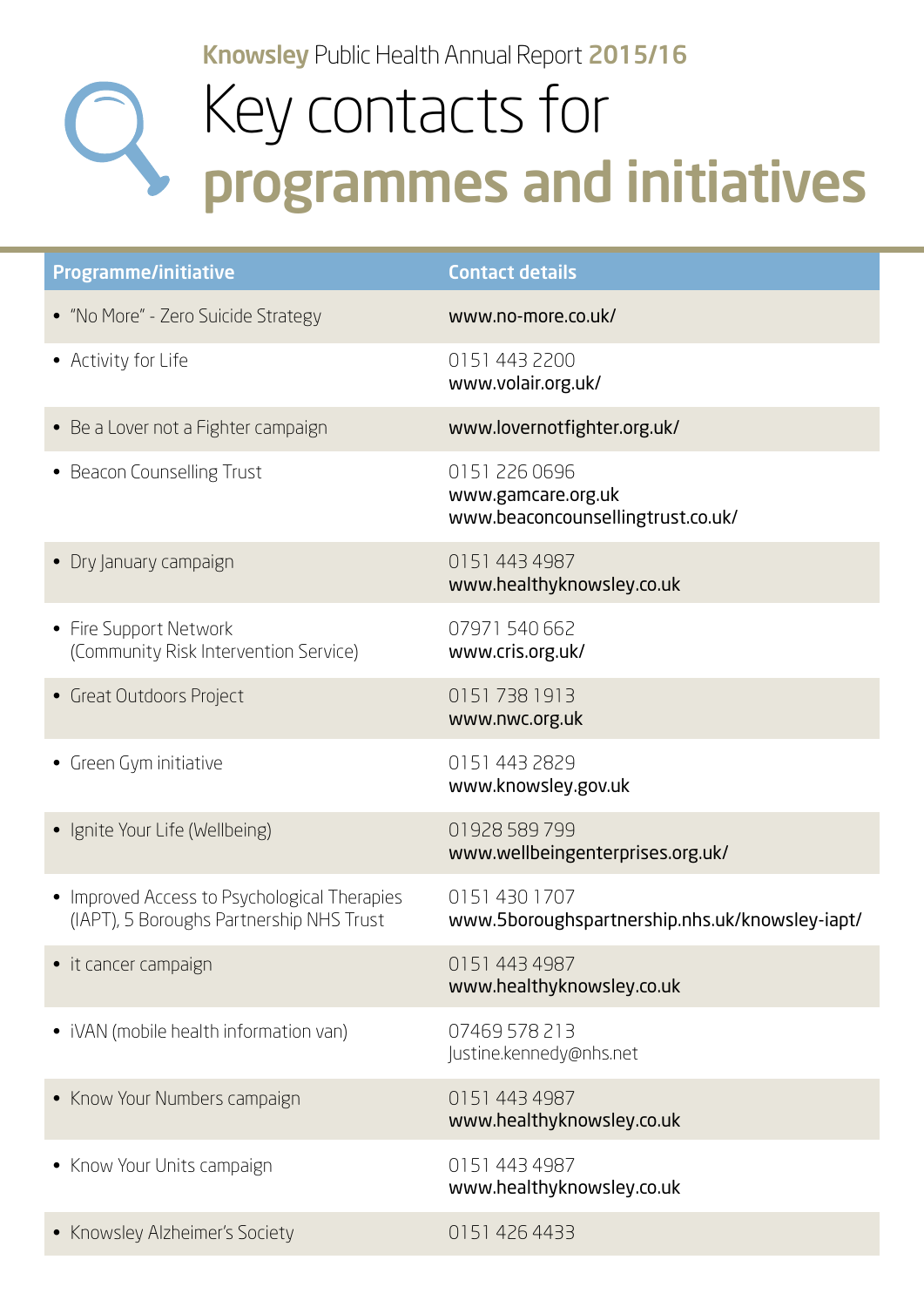Knowsley Public Health Annual Report 2015/16

# Key contacts for programmes and initiatives

| Programme/initiative | Contact details |
|---|---|
| • "No More" - Zero Suicide Strategy | www.no-more.co.uk/ |
| • Activity for Life | 0151 443 2200<br>www.volair.org.uk/ |
| • Be a Lover not a Fighter campaign | www.lovernotfighter.org.uk/ |
| • Beacon Counselling Trust | 0151 226 0696<br>www.gamcare.org.uk<br>www.beaconcounsellingtrust.co.uk/ |
| • Dry January campaign | 0151 443 4987<br>www.healthyknowsley.co.uk |
| • Fire Support Network (Community Risk Intervention Service) | 07971 540 662<br>www.cris.org.uk/ |
| • Great Outdoors Project | 0151 738 1913<br>www.nwc.org.uk |
| • Green Gym initiative | 0151 443 2829<br>www.knowsley.gov.uk |
| • Ignite Your Life (Wellbeing) | 01928 589 799<br>www.wellbeingenterprises.org.uk/ |
| • Improved Access to Psychological Therapies (IAPT), 5 Boroughs Partnership NHS Trust | 0151 430 1707<br>www.5boroughspartnership.nhs.uk/knowsley-iapt/ |
| • it cancer campaign | 0151 443 4987<br>www.healthyknowsley.co.uk |
| • iVAN (mobile health information van) | 07469 578 213<br>Justine.kennedy@nhs.net |
| • Know Your Numbers campaign | 0151 443 4987<br>www.healthyknowsley.co.uk |
| • Know Your Units campaign | 0151 443 4987<br>www.healthyknowsley.co.uk |
| • Knowsley Alzheimer's Society | 0151 426 4433 |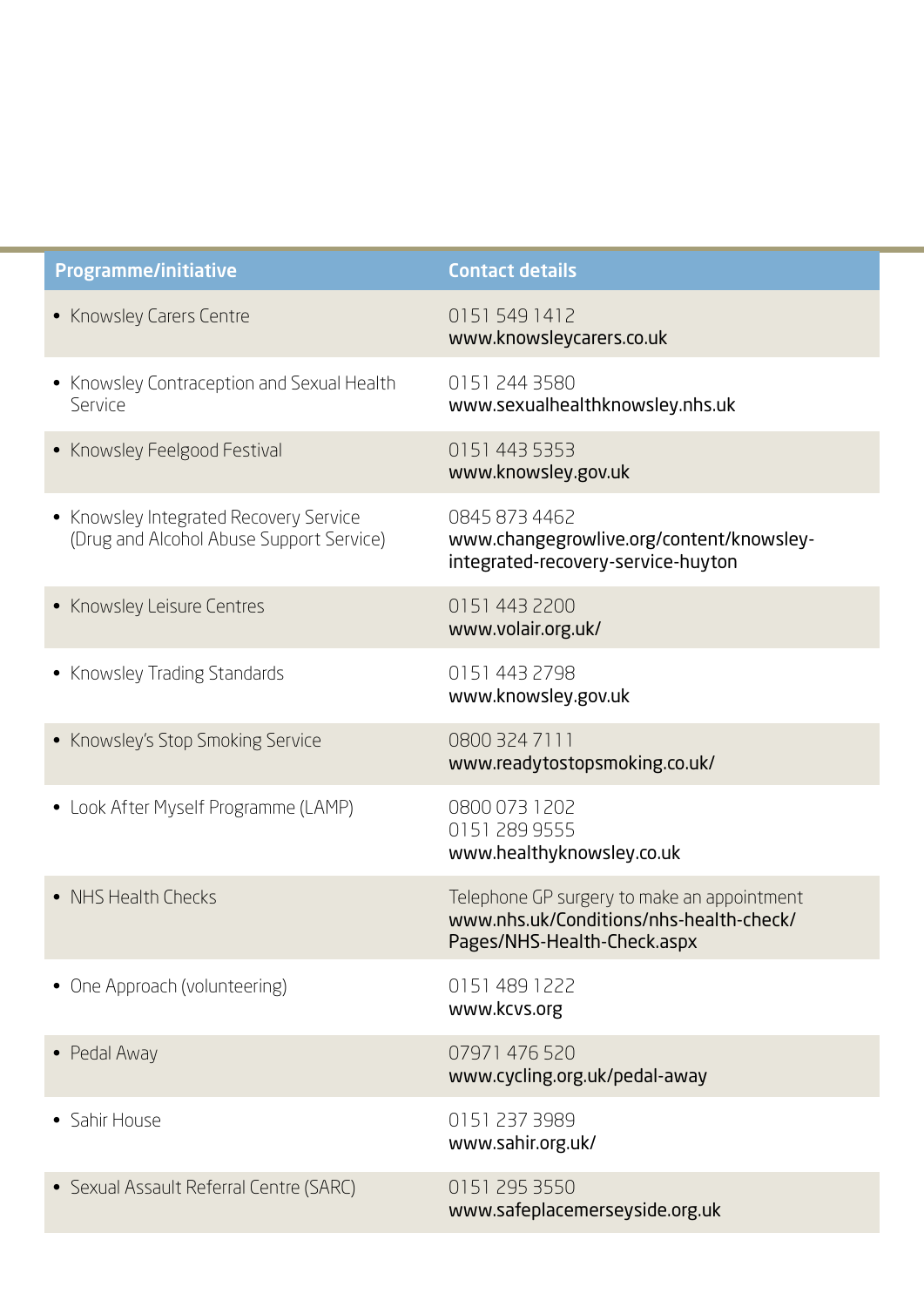| Programme/initiative | Contact details |
|---|---|
| • Knowsley Carers Centre | 0151 549 1412<br>www.knowsleycarers.co.uk |
| • Knowsley Contraception and Sexual Health Service | 0151 244 3580<br>www.sexualhealthknowsley.nhs.uk |
| • Knowsley Feelgood Festival | 0151 443 5353<br>www.knowsley.gov.uk |
| • Knowsley Integrated Recovery Service (Drug and Alcohol Abuse Support Service) | 0845 873 4462<br>www.changegrowlive.org/content/knowsley-integrated-recovery-service-huyton |
| • Knowsley Leisure Centres | 0151 443 2200<br>www.volair.org.uk/ |
| • Knowsley Trading Standards | 0151 443 2798<br>www.knowsley.gov.uk |
| • Knowsley's Stop Smoking Service | 0800 324 7111<br>www.readytostopsmoking.co.uk/ |
| • Look After Myself Programme (LAMP) | 0800 073 1202<br>0151 289 9555<br>www.healthyknowsley.co.uk |
| • NHS Health Checks | Telephone GP surgery to make an appointment<br>www.nhs.uk/Conditions/nhs-health-check/Pages/NHS-Health-Check.aspx |
| • One Approach (volunteering) | 0151 489 1222<br>www.kcvs.org |
| • Pedal Away | 07971 476 520<br>www.cycling.org.uk/pedal-away |
| • Sahir House | 0151 237 3989<br>www.sahir.org.uk/ |
| • Sexual Assault Referral Centre (SARC) | 0151 295 3550<br>www.safeplacemerseyside.org.uk |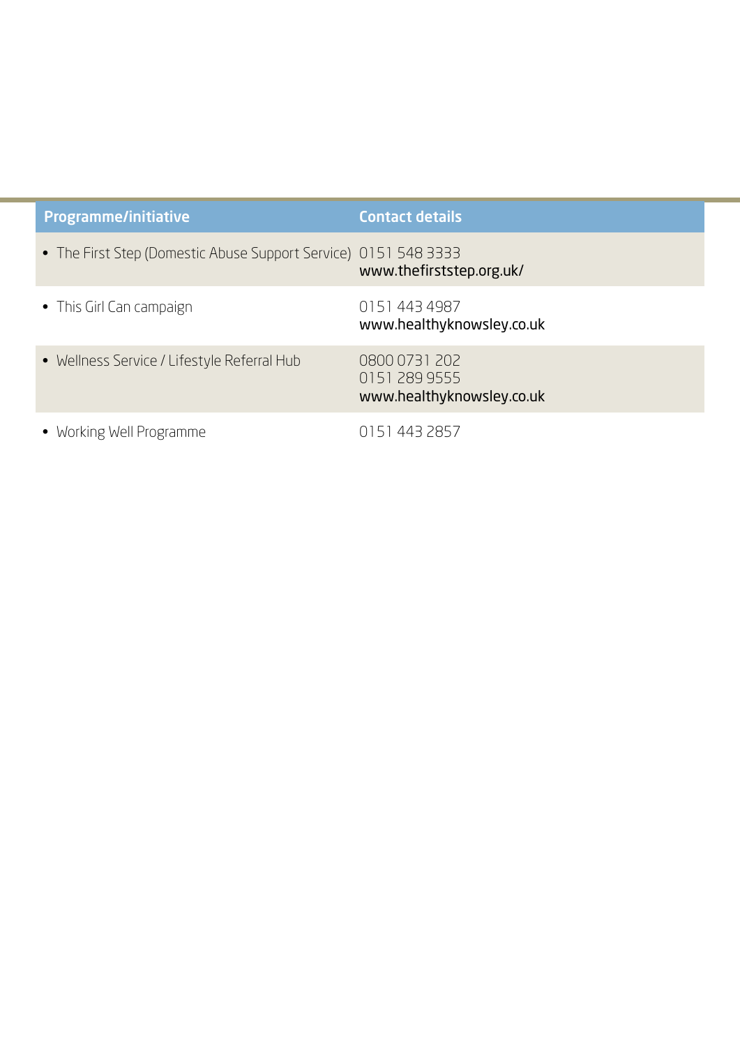| Programme/initiative | Contact details |
|---|---|
| • The First Step (Domestic Abuse Support Service) | 0151 548 3333<br>www.thefirststep.org.uk/ |
| • This Girl Can campaign | 0151 443 4987<br>www.healthyknowsley.co.uk |
| • Wellness Service / Lifestyle Referral Hub | 0800 0731 202<br>0151 289 9555<br>www.healthyknowsley.co.uk |
| • Working Well Programme | 0151 443 2857 |